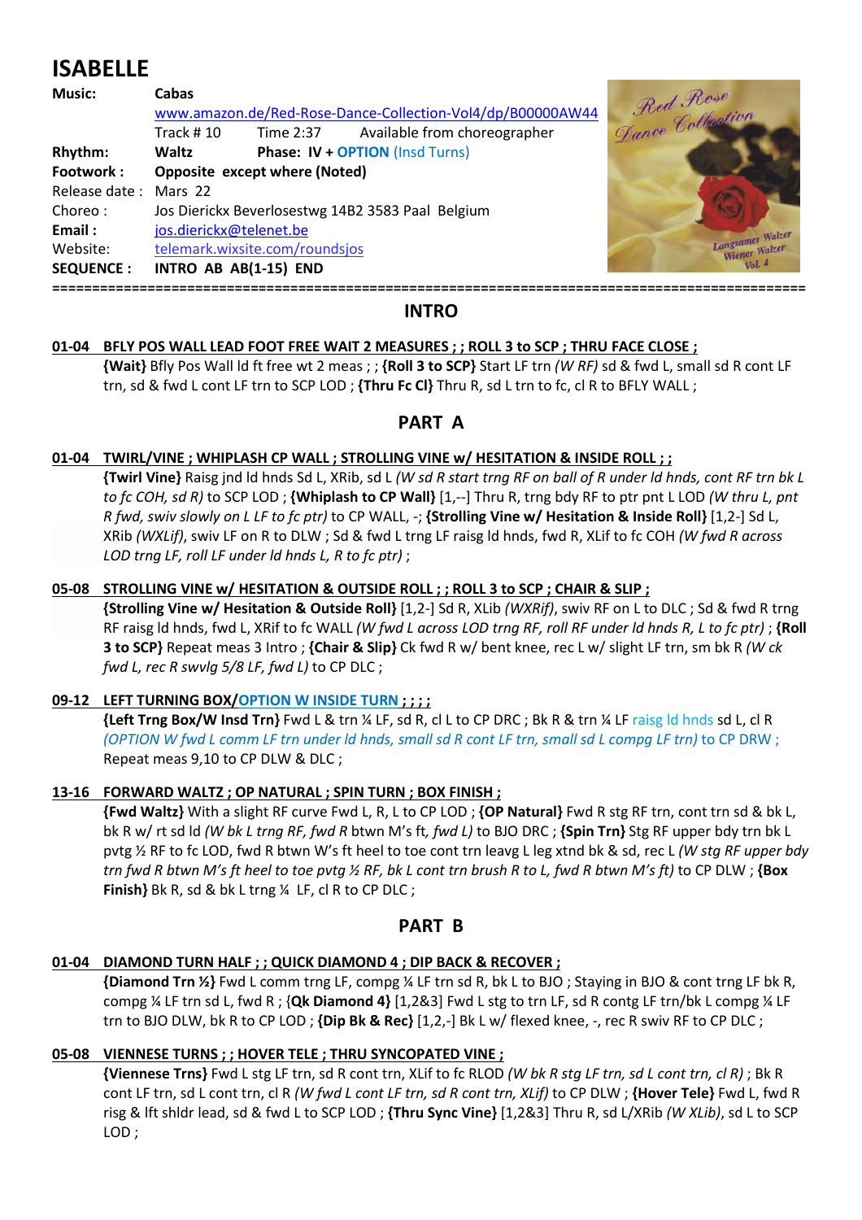# ISABELLE

**Music:** **Cabas**
www.amazon.de/Red-Rose-Dance-Collection-Vol4/dp/B00000AW44
Track # 10 Time 2:37 Available from choreographer
**Rhythm:** **Waltz** **Phase: IV + OPTION** (Insd Turns)
**Footwork :** **Opposite except where (Noted)**
Release date : Mars 22
Choreo : Jos Dierickx Beverlosestwg 14B2 3583 Paal Belgium
**Email :** jos.dierickx@telenet.be
Website: telemark.wixsite.com/roundsjos
**SEQUENCE :** **INTRO AB AB(1-15) END**

## INTRO

**01-04 BFLY POS WALL LEAD FOOT FREE WAIT 2 MEASURES ; ; ROLL 3 to SCP ; THRU FACE CLOSE ;**

**{Wait}** Bfly Pos Wall ld ft free wt 2 meas ; ; **{Roll 3 to SCP}** Start LF trn *(W RF)* sd & fwd L, small sd R cont LF trn, sd & fwd L cont LF trn to SCP LOD ; **{Thru Fc Cl}** Thru R, sd L trn to fc, cl R to BFLY WALL ;

## PART A

**01-04 TWIRL/VINE ; WHIPLASH CP WALL ; STROLLING VINE w/ HESITATION & INSIDE ROLL ; ;**

**{Twirl Vine}** Raisg jnd ld hnds Sd L, XRib, sd L *(W sd R start trng RF on ball of R under ld hnds, cont RF trn bk L to fc COH, sd R)* to SCP LOD ; **{Whiplash to CP Wall}** [1,--] Thru R, trng bdy RF to ptr pnt L LOD *(W thru L, pnt R fwd, swiv slowly on L LF to fc ptr)* to CP WALL, -; **{Strolling Vine w/ Hesitation & Inside Roll}** [1,2-] Sd L, XRib *(WXLif)*, swiv LF on R to DLW ; Sd & fwd L trng LF raisg ld hnds, fwd R, XLif to fc COH *(W fwd R across LOD trng LF, roll LF under ld hnds L, R to fc ptr)* ;

**05-08 STROLLING VINE w/ HESITATION & OUTSIDE ROLL ; ; ROLL 3 to SCP ; CHAIR & SLIP ;**

**{Strolling Vine w/ Hesitation & Outside Roll}** [1,2-] Sd R, XLib *(WXRif)*, swiv RF on L to DLC ; Sd & fwd R trng RF raisg ld hnds, fwd L, XRif to fc WALL *(W fwd L across LOD trng RF, roll RF under ld hnds R, L to fc ptr)* ; **{Roll 3 to SCP}** Repeat meas 3 Intro ; **{Chair & Slip}** Ck fwd R w/ bent knee, rec L w/ slight LF trn, sm bk R *(W ck fwd L, rec R swvlg 5/8 LF, fwd L)* to CP DLC ;

**09-12 LEFT TURNING BOX/OPTION W INSIDE TURN ; ; ; ;**

**{Left Trng Box/W Insd Trn}** Fwd L & trn ¼ LF, sd R, cl L to CP DRC ; Bk R & trn ¼ LF raisg ld hnds sd L, cl R *(OPTION W fwd L comm LF trn under ld hnds, small sd R cont LF trn, small sd L compg LF trn)* to CP DRW ; Repeat meas 9,10 to CP DLW & DLC ;

**13-16 FORWARD WALTZ ; OP NATURAL ; SPIN TURN ; BOX FINISH ;**

**{Fwd Waltz}** With a slight RF curve Fwd L, R, L to CP LOD ; **{OP Natural}** Fwd R stg RF trn, cont trn sd & bk L, bk R w/ rt sd ld *(W bk L trng RF, fwd R* btwn M's ft*, fwd L)* to BJO DRC ; **{Spin Trn}** Stg RF upper bdy trn bk L pvtg ½ RF to fc LOD, fwd R btwn W's ft heel to toe cont trn leavg L leg xtnd bk & sd, rec L *(W stg RF upper bdy trn fwd R btwn M's ft heel to toe pvtg ½ RF, bk L cont trn brush R to L, fwd R btwn M's ft)* to CP DLW ; **{Box Finish}** Bk R, sd & bk L trng ¼ LF, cl R to CP DLC ;

## PART B

**01-04 DIAMOND TURN HALF ; ; QUICK DIAMOND 4 ; DIP BACK & RECOVER ;**

**{Diamond Trn ½}** Fwd L comm trng LF, compg ¼ LF trn sd R, bk L to BJO ; Staying in BJO & cont trng LF bk R, compg ¼ LF trn sd L, fwd R ; {**Qk Diamond 4}** [1,2&3] Fwd L stg to trn LF, sd R contg LF trn/bk L compg ¼ LF trn to BJO DLW, bk R to CP LOD ; **{Dip Bk & Rec}** [1,2,-] Bk L w/ flexed knee, -, rec R swiv RF to CP DLC ;

**05-08 VIENNESE TURNS ; ; HOVER TELE ; THRU SYNCOPATED VINE ;**

**{Viennese Trns}** Fwd L stg LF trn, sd R cont trn, XLif to fc RLOD *(W bk R stg LF trn, sd L cont trn, cl R)* ; Bk R cont LF trn, sd L cont trn, cl R *(W fwd L cont LF trn, sd R cont trn, XLif)* to CP DLW ; **{Hover Tele}** Fwd L, fwd R risg & lft shldr lead, sd & fwd L to SCP LOD ; **{Thru Sync Vine}** [1,2&3] Thru R, sd L/XRib *(W XLib)*, sd L to SCP LOD ;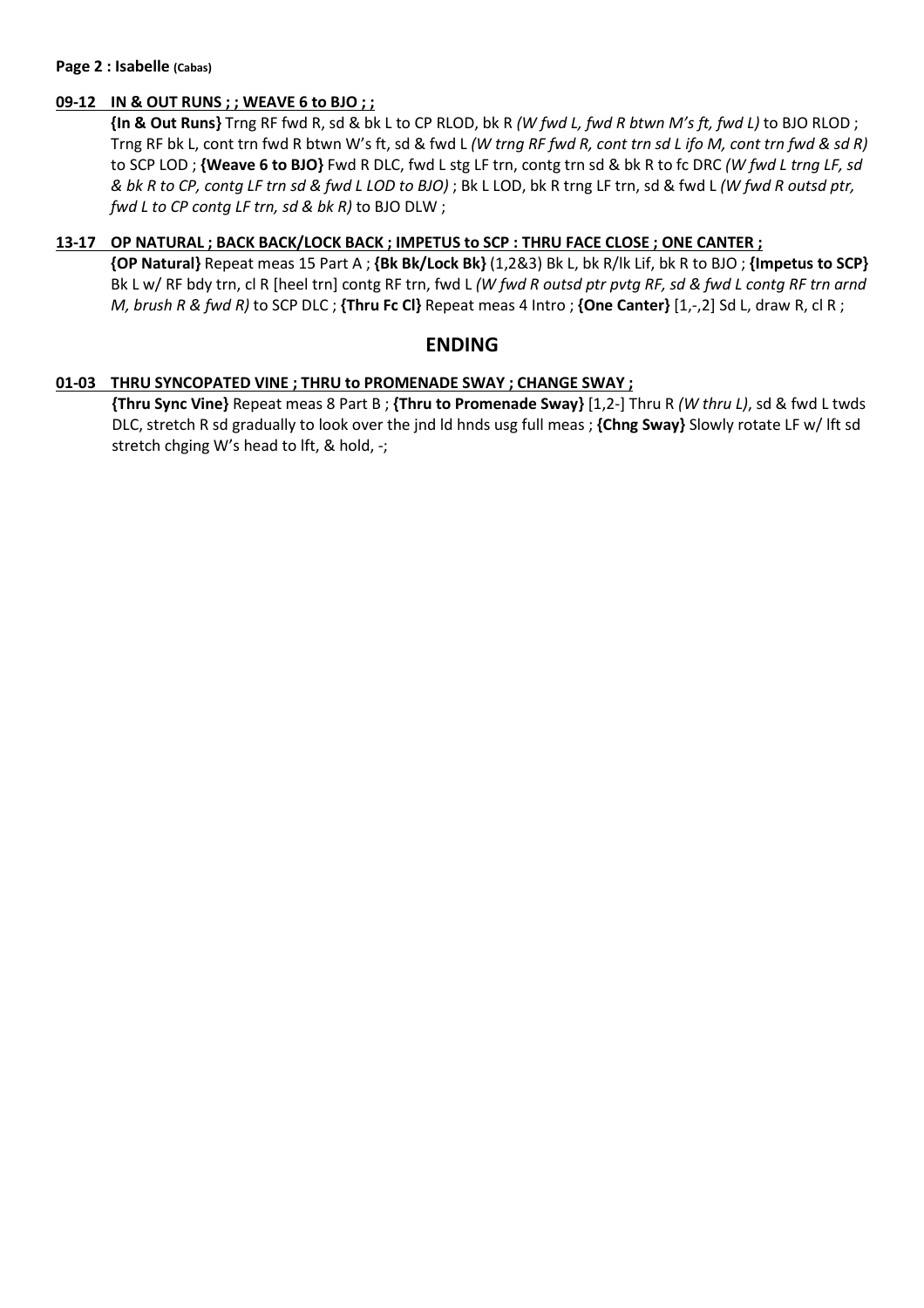**Page 2 : Isabelle (Cabas)**

**09-12 IN & OUT RUNS ; ; WEAVE 6 to BJO ; ;**

**{In & Out Runs}** Trng RF fwd R, sd & bk L to CP RLOD, bk R *(W fwd L, fwd R btwn M's ft, fwd L)* to BJO RLOD ; Trng RF bk L, cont trn fwd R btwn W's ft, sd & fwd L *(W trng RF fwd R, cont trn sd L ifo M, cont trn fwd & sd R)* to SCP LOD ; **{Weave 6 to BJO}** Fwd R DLC, fwd L stg LF trn, contg trn sd & bk R to fc DRC *(W fwd L trng LF, sd & bk R to CP, contg LF trn sd & fwd L LOD to BJO)* ; Bk L LOD, bk R trng LF trn, sd & fwd L *(W fwd R outsd ptr, fwd L to CP contg LF trn, sd & bk R)* to BJO DLW ;

**13-17 OP NATURAL ; BACK BACK/LOCK BACK ; IMPETUS to SCP : THRU FACE CLOSE ; ONE CANTER ;**

**{OP Natural}** Repeat meas 15 Part A ; **{Bk Bk/Lock Bk}** (1,2&3) Bk L, bk R/lk Lif, bk R to BJO ; **{Impetus to SCP}** Bk L w/ RF bdy trn, cl R [heel trn] contg RF trn, fwd L *(W fwd R outsd ptr pvtg RF, sd & fwd L contg RF trn arnd M, brush R & fwd R)* to SCP DLC ; **{Thru Fc Cl}** Repeat meas 4 Intro ; **{One Canter}** [1,-,2] Sd L, draw R, cl R ;

## ENDING

**01-03 THRU SYNCOPATED VINE ; THRU to PROMENADE SWAY ; CHANGE SWAY ;**

**{Thru Sync Vine}** Repeat meas 8 Part B ; **{Thru to Promenade Sway}** [1,2-] Thru R *(W thru L)*, sd & fwd L twds DLC, stretch R sd gradually to look over the jnd ld hnds usg full meas ; **{Chng Sway}** Slowly rotate LF w/ lft sd stretch chging W's head to lft, & hold, -;